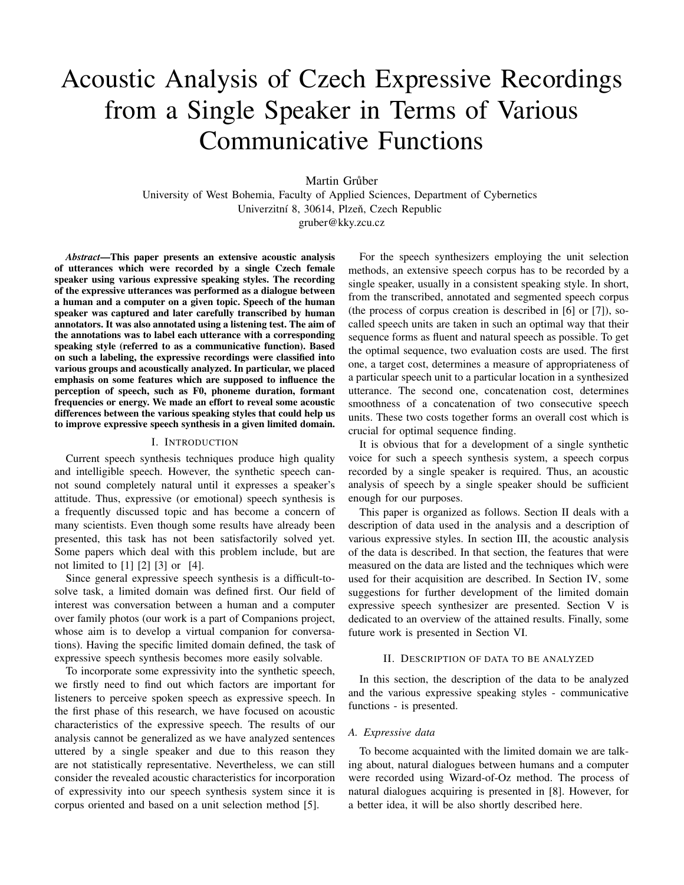# Acoustic Analysis of Czech Expressive Recordings from a Single Speaker in Terms of Various Communicative Functions

Martin Grůber

University of West Bohemia, Faculty of Applied Sciences, Department of Cybernetics
Univerzitní 8, 30614, Plzeň, Czech Republic
gruber@kky.zcu.cz

***Abstract*—This paper presents an extensive acoustic analysis of utterances which were recorded by a single Czech female speaker using various expressive speaking styles. The recording of the expressive utterances was performed as a dialogue between a human and a computer on a given topic. Speech of the human speaker was captured and later carefully transcribed by human annotators. It was also annotated using a listening test. The aim of the annotations was to label each utterance with a corresponding speaking style (referred to as a communicative function). Based on such a labeling, the expressive recordings were classified into various groups and acoustically analyzed. In particular, we placed emphasis on some features which are supposed to influence the perception of speech, such as F0, phoneme duration, formant frequencies or energy. We made an effort to reveal some acoustic differences between the various speaking styles that could help us to improve expressive speech synthesis in a given limited domain.**

## I. Introduction

Current speech synthesis techniques produce high quality and intelligible speech. However, the synthetic speech cannot sound completely natural until it expresses a speaker's attitude. Thus, expressive (or emotional) speech synthesis is a frequently discussed topic and has become a concern of many scientists. Even though some results have already been presented, this task has not been satisfactorily solved yet. Some papers which deal with this problem include, but are not limited to [1] [2] [3] or [4].

Since general expressive speech synthesis is a difficult-to-solve task, a limited domain was defined first. Our field of interest was conversation between a human and a computer over family photos (our work is a part of Companions project, whose aim is to develop a virtual companion for conversations). Having the specific limited domain defined, the task of expressive speech synthesis becomes more easily solvable.

To incorporate some expressivity into the synthetic speech, we firstly need to find out which factors are important for listeners to perceive spoken speech as expressive speech. In the first phase of this research, we have focused on acoustic characteristics of the expressive speech. The results of our analysis cannot be generalized as we have analyzed sentences uttered by a single speaker and due to this reason they are not statistically representative. Nevertheless, we can still consider the revealed acoustic characteristics for incorporation of expressivity into our speech synthesis system since it is corpus oriented and based on a unit selection method [5].

For the speech synthesizers employing the unit selection methods, an extensive speech corpus has to be recorded by a single speaker, usually in a consistent speaking style. In short, from the transcribed, annotated and segmented speech corpus (the process of corpus creation is described in [6] or [7]), so-called speech units are taken in such an optimal way that their sequence forms as fluent and natural speech as possible. To get the optimal sequence, two evaluation costs are used. The first one, a target cost, determines a measure of appropriateness of a particular speech unit to a particular location in a synthesized utterance. The second one, concatenation cost, determines smoothness of a concatenation of two consecutive speech units. These two costs together forms an overall cost which is crucial for optimal sequence finding.

It is obvious that for a development of a single synthetic voice for such a speech synthesis system, a speech corpus recorded by a single speaker is required. Thus, an acoustic analysis of speech by a single speaker should be sufficient enough for our purposes.

This paper is organized as follows. Section II deals with a description of data used in the analysis and a description of various expressive styles. In section III, the acoustic analysis of the data is described. In that section, the features that were measured on the data are listed and the techniques which were used for their acquisition are described. In Section IV, some suggestions for further development of the limited domain expressive speech synthesizer are presented. Section V is dedicated to an overview of the attained results. Finally, some future work is presented in Section VI.

## II. Description of data to be analyzed

In this section, the description of the data to be analyzed and the various expressive speaking styles - communicative functions - is presented.

### *A. Expressive data*

To become acquainted with the limited domain we are talking about, natural dialogues between humans and a computer were recorded using Wizard-of-Oz method. The process of natural dialogues acquiring is presented in [8]. However, for a better idea, it will be also shortly described here.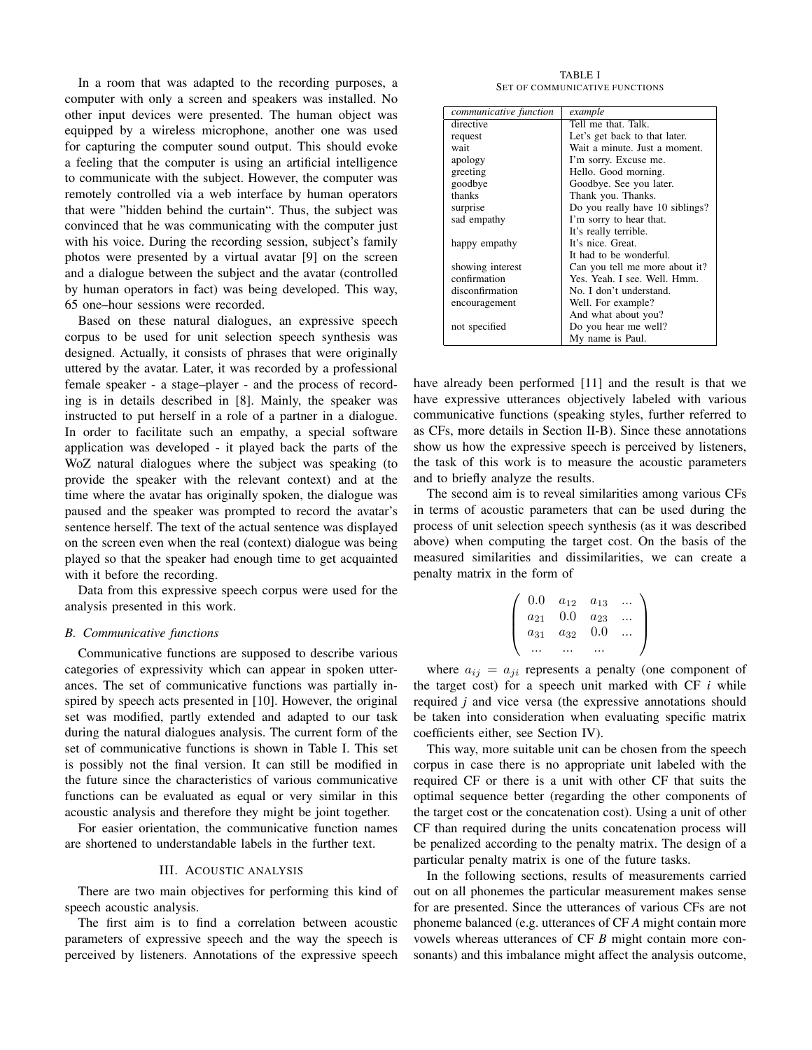In a room that was adapted to the recording purposes, a computer with only a screen and speakers was installed. No other input devices were presented. The human object was equipped by a wireless microphone, another one was used for capturing the computer sound output. This should evoke a feeling that the computer is using an artificial intelligence to communicate with the subject. However, the computer was remotely controlled via a web interface by human operators that were "hidden behind the curtain". Thus, the subject was convinced that he was communicating with the computer just with his voice. During the recording session, subject's family photos were presented by a virtual avatar [9] on the screen and a dialogue between the subject and the avatar (controlled by human operators in fact) was being developed. This way, 65 one–hour sessions were recorded.

Based on these natural dialogues, an expressive speech corpus to be used for unit selection speech synthesis was designed. Actually, it consists of phrases that were originally uttered by the avatar. Later, it was recorded by a professional female speaker - a stage–player - and the process of recording is in details described in [8]. Mainly, the speaker was instructed to put herself in a role of a partner in a dialogue. In order to facilitate such an empathy, a special software application was developed - it played back the parts of the WoZ natural dialogues where the subject was speaking (to provide the speaker with the relevant context) and at the time where the avatar has originally spoken, the dialogue was paused and the speaker was prompted to record the avatar's sentence herself. The text of the actual sentence was displayed on the screen even when the real (context) dialogue was being played so that the speaker had enough time to get acquainted with it before the recording.

Data from this expressive speech corpus were used for the analysis presented in this work.

### B. Communicative functions

Communicative functions are supposed to describe various categories of expressivity which can appear in spoken utterances. The set of communicative functions was partially inspired by speech acts presented in [10]. However, the original set was modified, partly extended and adapted to our task during the natural dialogues analysis. The current form of the set of communicative functions is shown in Table I. This set is possibly not the final version. It can still be modified in the future since the characteristics of various communicative functions can be evaluated as equal or very similar in this acoustic analysis and therefore they might be joint together.

For easier orientation, the communicative function names are shortened to understandable labels in the further text.

TABLE I
SET OF COMMUNICATIVE FUNCTIONS

| *communicative function* | *example* |
|---|---|
| directive | Tell me that. Talk. |
| request | Let's get back to that later. |
| wait | Wait a minute. Just a moment. |
| apology | I'm sorry. Excuse me. |
| greeting | Hello. Good morning. |
| goodbye | Goodbye. See you later. |
| thanks | Thank you. Thanks. |
| surprise | Do you really have 10 siblings? |
| sad empathy | I'm sorry to hear that. It's really terrible. |
| happy empathy | It's nice. Great. It had to be wonderful. |
| showing interest | Can you tell me more about it? |
| confirmation | Yes. Yeah. I see. Well. Hmm. |
| disconfirmation | No. I don't understand. |
| encouragement | Well. For example? And what about you? |
| not specified | Do you hear me well? My name is Paul. |

## III. Acoustic analysis

There are two main objectives for performing this kind of speech acoustic analysis.

The first aim is to find a correlation between acoustic parameters of expressive speech and the way the speech is perceived by listeners. Annotations of the expressive speech have already been performed [11] and the result is that we have expressive utterances objectively labeled with various communicative functions (speaking styles, further referred to as CFs, more details in Section II-B). Since these annotations show us how the expressive speech is perceived by listeners, the task of this work is to measure the acoustic parameters and to briefly analyze the results.

The second aim is to reveal similarities among various CFs in terms of acoustic parameters that can be used during the process of unit selection speech synthesis (as it was described above) when computing the target cost. On the basis of the measured similarities and dissimilarities, we can create a penalty matrix in the form of

$$\begin{pmatrix} 0.0 & a_{12} & a_{13} & ... \\ a_{21} & 0.0 & a_{23} & ... \\ a_{31} & a_{32} & 0.0 & ... \\ ... & ... & ... & \end{pmatrix}$$

where $a_{ij} = a_{ji}$ represents a penalty (one component of the target cost) for a speech unit marked with CF $i$ while required $j$ and vice versa (the expressive annotations should be taken into consideration when evaluating specific matrix coefficients either, see Section IV).

This way, more suitable unit can be chosen from the speech corpus in case there is no appropriate unit labeled with the required CF or there is a unit with other CF that suits the optimal sequence better (regarding the other components of the target cost or the concatenation cost). Using a unit of other CF than required during the units concatenation process will be penalized according to the penalty matrix. The design of a particular penalty matrix is one of the future tasks.

In the following sections, results of measurements carried out on all phonemes the particular measurement makes sense for are presented. Since the utterances of various CFs are not phoneme balanced (e.g. utterances of CF *A* might contain more vowels whereas utterances of CF *B* might contain more consonants) and this imbalance might affect the analysis outcome,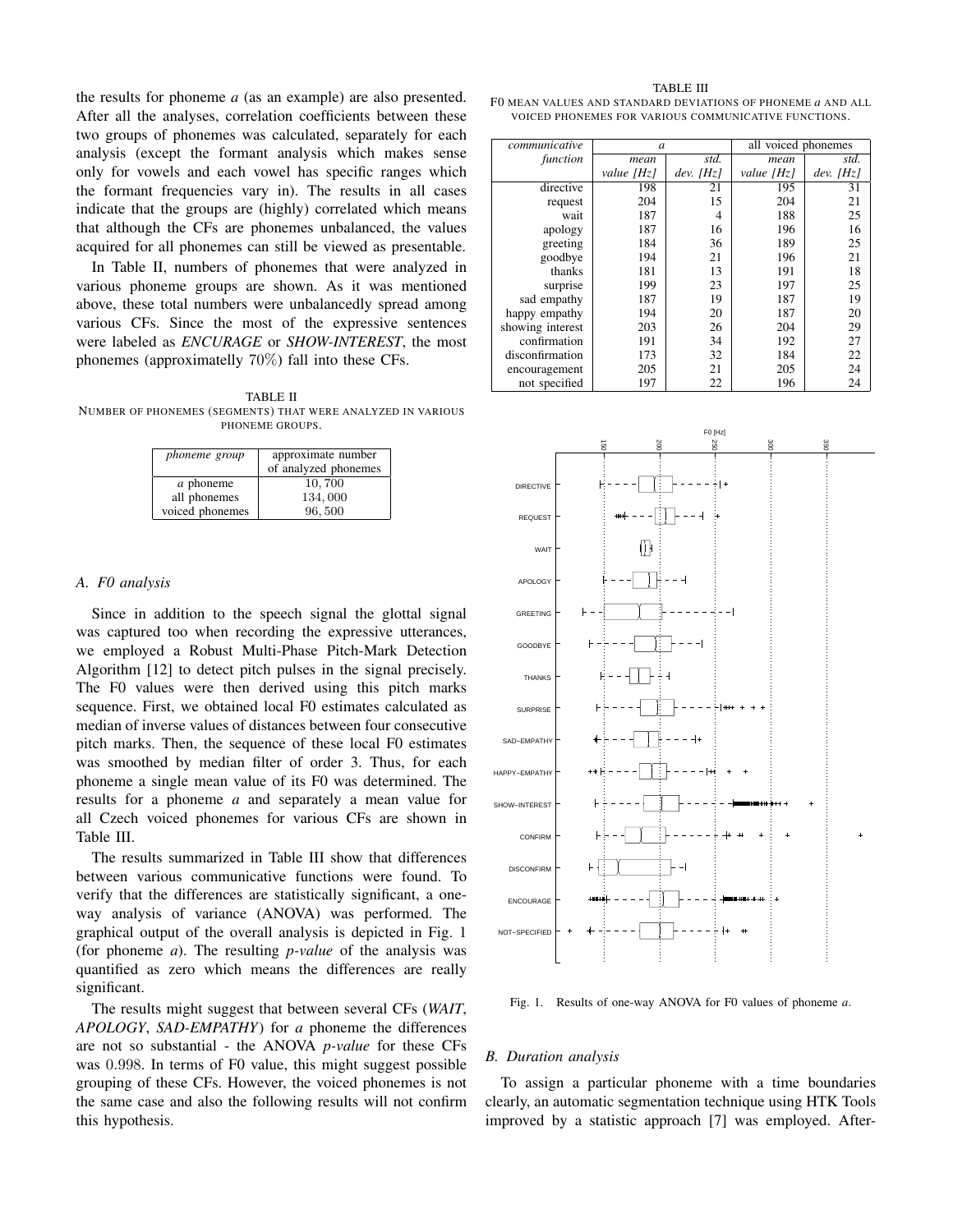the results for phoneme *a* (as an example) are also presented. After all the analyses, correlation coefficients between these two groups of phonemes was calculated, separately for each analysis (except the formant analysis which makes sense only for vowels and each vowel has specific ranges which the formant frequencies vary in). The results in all cases indicate that the groups are (highly) correlated which means that although the CFs are phonemes unbalanced, the values acquired for all phonemes can still be viewed as presentable.

In Table II, numbers of phonemes that were analyzed in various phoneme groups are shown. As it was mentioned above, these total numbers were unbalancedly spread among various CFs. Since the most of the expressive sentences were labeled as *ENCURAGE* or *SHOW-INTEREST*, the most phonemes (approximatelly $70\%$) fall into these CFs.

TABLE II
NUMBER OF PHONEMES (SEGMENTS) THAT WERE ANALYZED IN VARIOUS PHONEME GROUPS.

| *phoneme group* | approximate number of analyzed phonemes |
|---|---|
| *a* phoneme | $10,700$ |
| all phonemes | $134,000$ |
| voiced phonemes | $96,500$ |

### A. F0 analysis

Since in addition to the speech signal the glottal signal was captured too when recording the expressive utterances, we employed a Robust Multi-Phase Pitch-Mark Detection Algorithm [12] to detect pitch pulses in the signal precisely. The F0 values were then derived using this pitch marks sequence. First, we obtained local F0 estimates calculated as median of inverse values of distances between four consecutive pitch marks. Then, the sequence of these local F0 estimates was smoothed by median filter of order 3. Thus, for each phoneme a single mean value of its F0 was determined. The results for a phoneme *a* and separately a mean value for all Czech voiced phonemes for various CFs are shown in Table III.

The results summarized in Table III show that differences between various communicative functions were found. To verify that the differences are statistically significant, a one-way analysis of variance (ANOVA) was performed. The graphical output of the overall analysis is depicted in Fig. 1 (for phoneme *a*). The resulting *p-value* of the analysis was quantified as zero which means the differences are really significant.

The results might suggest that between several CFs (*WAIT*, *APOLOGY*, *SAD-EMPATHY*) for *a* phoneme the differences are not so substantial - the ANOVA *p-value* for these CFs was $0.998$. In terms of F0 value, this might suggest possible grouping of these CFs. However, the voiced phonemes is not the same case and also the following results will not confirm this hypothesis.

TABLE III
F0 MEAN VALUES AND STANDARD DEVIATIONS OF PHONEME *a* AND ALL VOICED PHONEMES FOR VARIOUS COMMUNICATIVE FUNCTIONS.

| *communicative function* | *a* | | all voiced phonemes | |
|---|---|---|---|---|
| | *mean value [Hz]* | *std. dev. [Hz]* | *mean value [Hz]* | *std. dev. [Hz]* |
| directive | 198 | 21 | 195 | 31 |
| request | 204 | 15 | 204 | 21 |
| wait | 187 | 4 | 188 | 25 |
| apology | 187 | 16 | 196 | 16 |
| greeting | 184 | 36 | 189 | 25 |
| goodbye | 194 | 21 | 196 | 21 |
| thanks | 181 | 13 | 191 | 18 |
| surprise | 199 | 23 | 197 | 25 |
| sad empathy | 187 | 19 | 187 | 19 |
| happy empathy | 194 | 20 | 187 | 20 |
| showing interest | 203 | 26 | 204 | 29 |
| confirmation | 191 | 34 | 192 | 27 |
| disconfirmation | 173 | 32 | 184 | 22 |
| encouragement | 205 | 21 | 205 | 24 |
| not specified | 197 | 22 | 196 | 24 |

Fig. 1. Results of one-way ANOVA for F0 values of phoneme *a*.

### B. Duration analysis

To assign a particular phoneme with a time boundaries clearly, an automatic segmentation technique using HTK Tools improved by a statistic approach [7] was employed. After-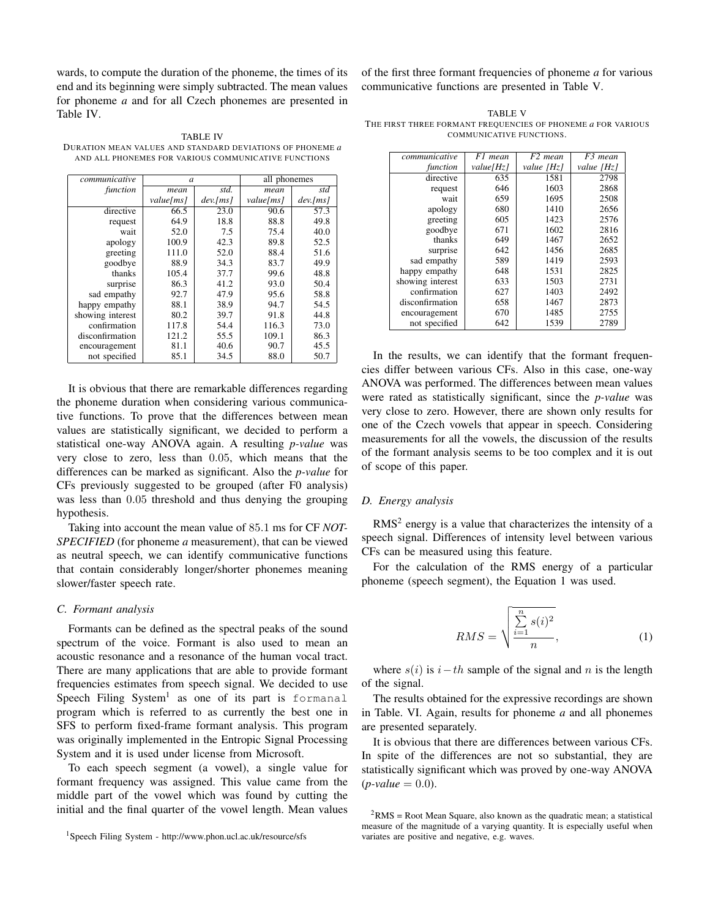wards, to compute the duration of the phoneme, the times of its end and its beginning were simply subtracted. The mean values for phoneme *a* and for all Czech phonemes are presented in Table IV.

TABLE IV
DURATION MEAN VALUES AND STANDARD DEVIATIONS OF PHONEME *a* AND ALL PHONEMES FOR VARIOUS COMMUNICATIVE FUNCTIONS

| *communicative function* | *a* | | all phonemes | |
|---|---|---|---|---|
| | *mean value[ms]* | *std. dev.[ms]* | *mean value[ms]* | *std dev.[ms]* |
| directive | 66.5 | 23.0 | 90.6 | 57.3 |
| request | 64.9 | 18.8 | 88.8 | 49.8 |
| wait | 52.0 | 7.5 | 75.4 | 40.0 |
| apology | 100.9 | 42.3 | 89.8 | 52.5 |
| greeting | 111.0 | 52.0 | 88.4 | 51.6 |
| goodbye | 88.9 | 34.3 | 83.7 | 49.9 |
| thanks | 105.4 | 37.7 | 99.6 | 48.8 |
| surprise | 86.3 | 41.2 | 93.0 | 50.4 |
| sad empathy | 92.7 | 47.9 | 95.6 | 58.8 |
| happy empathy | 88.1 | 38.9 | 94.7 | 54.5 |
| showing interest | 80.2 | 39.7 | 91.8 | 44.8 |
| confirmation | 117.8 | 54.4 | 116.3 | 73.0 |
| disconfirmation | 121.2 | 55.5 | 109.1 | 86.3 |
| encouragement | 81.1 | 40.6 | 90.7 | 45.5 |
| not specified | 85.1 | 34.5 | 88.0 | 50.7 |

It is obvious that there are remarkable differences regarding the phoneme duration when considering various communicative functions. To prove that the differences between mean values are statistically significant, we decided to perform a statistical one-way ANOVA again. A resulting *p-value* was very close to zero, less than $0.05$, which means that the differences can be marked as significant. Also the *p-value* for CFs previously suggested to be grouped (after F0 analysis) was less than $0.05$ threshold and thus denying the grouping hypothesis.

Taking into account the mean value of $85.1$ ms for CF *NOT-SPECIFIED* (for phoneme *a* measurement), that can be viewed as neutral speech, we can identify communicative functions that contain considerably longer/shorter phonemes meaning slower/faster speech rate.

### C. Formant analysis

Formants can be defined as the spectral peaks of the sound spectrum of the voice. Formant is also used to mean an acoustic resonance and a resonance of the human vocal tract. There are many applications that are able to provide formant frequencies estimates from speech signal. We decided to use Speech Filing System[1] as one of its part is `formanal` program which is referred to as currently the best one in SFS to perform fixed-frame formant analysis. This program was originally implemented in the Entropic Signal Processing System and it is used under license from Microsoft.

To each speech segment (a vowel), a single value for formant frequency was assigned. This value came from the middle part of the vowel which was found by cutting the initial and the final quarter of the vowel length. Mean values of the first three formant frequencies of phoneme *a* for various communicative functions are presented in Table V.

TABLE V
THE FIRST THREE FORMANT FREQUENCIES OF PHONEME *a* FOR VARIOUS COMMUNICATIVE FUNCTIONS.

| *communicative function* | *F1 mean value[Hz]* | *F2 mean value [Hz]* | *F3 mean value [Hz]* |
|---|---|---|---|
| directive | 635 | 1581 | 2798 |
| request | 646 | 1603 | 2868 |
| wait | 659 | 1695 | 2508 |
| apology | 680 | 1410 | 2656 |
| greeting | 605 | 1423 | 2576 |
| goodbye | 671 | 1602 | 2816 |
| thanks | 649 | 1467 | 2652 |
| surprise | 642 | 1456 | 2685 |
| sad empathy | 589 | 1419 | 2593 |
| happy empathy | 648 | 1531 | 2825 |
| showing interest | 633 | 1503 | 2731 |
| confirmation | 627 | 1403 | 2492 |
| disconfirmation | 658 | 1467 | 2873 |
| encouragement | 670 | 1485 | 2755 |
| not specified | 642 | 1539 | 2789 |

In the results, we can identify that the formant frequencies differ between various CFs. Also in this case, one-way ANOVA was performed. The differences between mean values were rated as statistically significant, since the *p-value* was very close to zero. However, there are shown only results for one of the Czech vowels that appear in speech. Considering measurements for all the vowels, the discussion of the results of the formant analysis seems to be too complex and it is out of scope of this paper.

### D. Energy analysis

RMS[2] energy is a value that characterizes the intensity of a speech signal. Differences of intensity level between various CFs can be measured using this feature.

For the calculation of the RMS energy of a particular phoneme (speech segment), the Equation 1 was used.

$$RMS = \sqrt{\frac{\sum_{i=1}^{n} s(i)^2}{n}}, \tag{1}$$

where $s(i)$ is $i-th$ sample of the signal and $n$ is the length of the signal.

The results obtained for the expressive recordings are shown in Table. VI. Again, results for phoneme *a* and all phonemes are presented separately.

It is obvious that there are differences between various CFs. In spite of the differences are not so substantial, they are statistically significant which was proved by one-way ANOVA (*p-value* $= 0.0$).

[1]Speech Filing System - http://www.phon.ucl.ac.uk/resource/sfs

[2]RMS = Root Mean Square, also known as the quadratic mean; a statistical measure of the magnitude of a varying quantity. It is especially useful when variates are positive and negative, e.g. waves.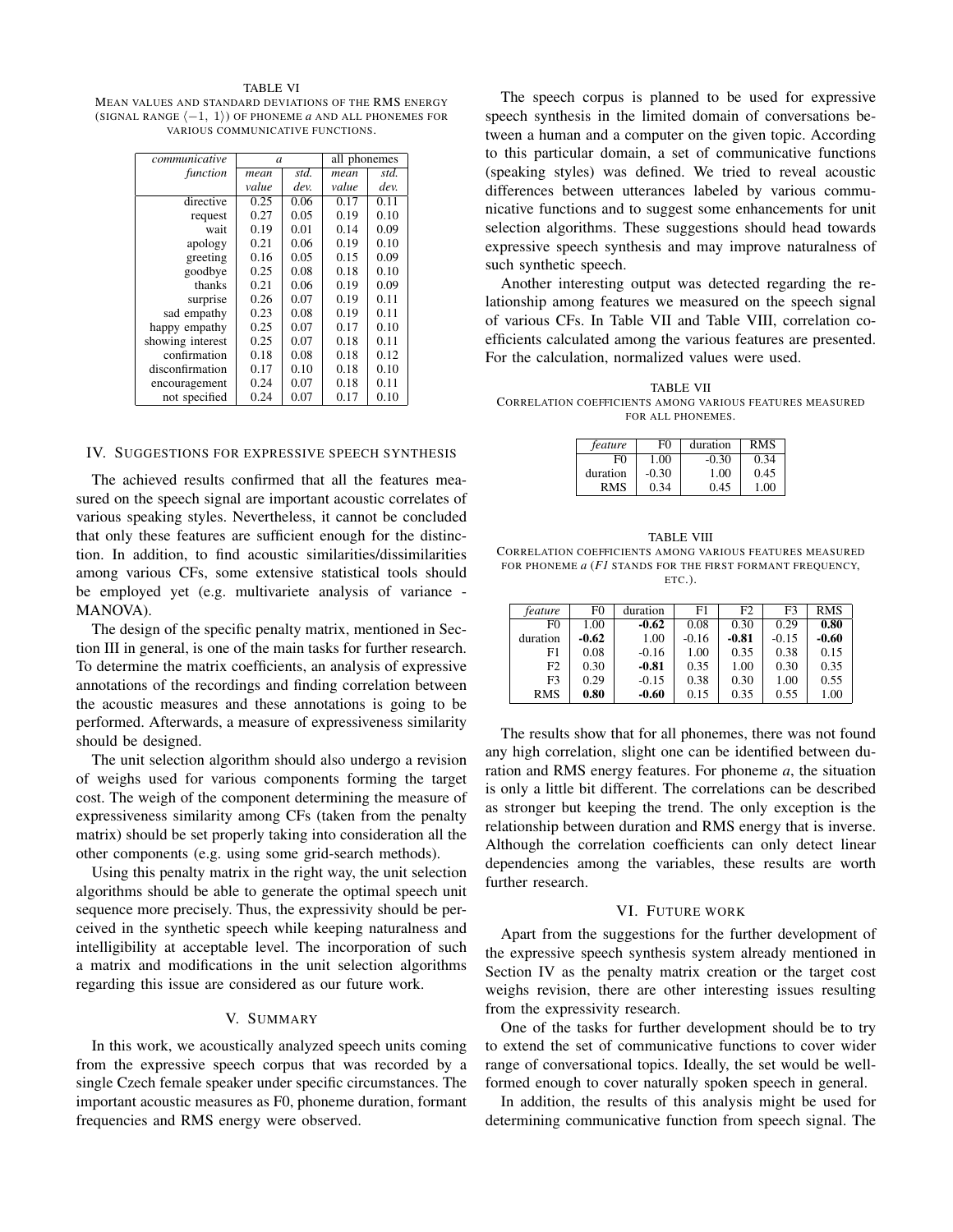TABLE VI
MEAN VALUES AND STANDARD DEVIATIONS OF THE RMS ENERGY (SIGNAL RANGE $\langle -1,\ 1)$) OF PHONEME *a* AND ALL PHONEMES FOR VARIOUS COMMUNICATIVE FUNCTIONS.

| *communicative function* | *a* | | all phonemes | |
|---|---|---|---|---|
| | *mean value* | *std. dev.* | *mean value* | *std. dev.* |
| directive | 0.25 | 0.06 | 0.17 | 0.11 |
| request | 0.27 | 0.05 | 0.19 | 0.10 |
| wait | 0.19 | 0.01 | 0.14 | 0.09 |
| apology | 0.21 | 0.06 | 0.19 | 0.10 |
| greeting | 0.16 | 0.05 | 0.15 | 0.09 |
| goodbye | 0.25 | 0.08 | 0.18 | 0.10 |
| thanks | 0.21 | 0.06 | 0.19 | 0.09 |
| surprise | 0.26 | 0.07 | 0.19 | 0.11 |
| sad empathy | 0.23 | 0.08 | 0.19 | 0.11 |
| happy empathy | 0.25 | 0.07 | 0.17 | 0.10 |
| showing interest | 0.25 | 0.07 | 0.18 | 0.11 |
| confirmation | 0.18 | 0.08 | 0.18 | 0.12 |
| disconfirmation | 0.17 | 0.10 | 0.18 | 0.10 |
| encouragement | 0.24 | 0.07 | 0.18 | 0.11 |
| not specified | 0.24 | 0.07 | 0.17 | 0.10 |

## IV. Suggestions for Expressive Speech Synthesis

The achieved results confirmed that all the features measured on the speech signal are important acoustic correlates of various speaking styles. Nevertheless, it cannot be concluded that only these features are sufficient enough for the distinction. In addition, to find acoustic similarities/dissimilarities among various CFs, some extensive statistical tools should be employed yet (e.g. multivariete analysis of variance - MANOVA).

The design of the specific penalty matrix, mentioned in Section III in general, is one of the main tasks for further research. To determine the matrix coefficients, an analysis of expressive annotations of the recordings and finding correlation between the acoustic measures and these annotations is going to be performed. Afterwards, a measure of expressiveness similarity should be designed.

The unit selection algorithm should also undergo a revision of weighs used for various components forming the target cost. The weigh of the component determining the measure of expressiveness similarity among CFs (taken from the penalty matrix) should be set properly taking into consideration all the other components (e.g. using some grid-search methods).

Using this penalty matrix in the right way, the unit selection algorithms should be able to generate the optimal speech unit sequence more precisely. Thus, the expressivity should be perceived in the synthetic speech while keeping naturalness and intelligibility at acceptable level. The incorporation of such a matrix and modifications in the unit selection algorithms regarding this issue are considered as our future work.

## V. Summary

In this work, we acoustically analyzed speech units coming from the expressive speech corpus that was recorded by a single Czech female speaker under specific circumstances. The important acoustic measures as F0, phoneme duration, formant frequencies and RMS energy were observed.

The speech corpus is planned to be used for expressive speech synthesis in the limited domain of conversations between a human and a computer on the given topic. According to this particular domain, a set of communicative functions (speaking styles) was defined. We tried to reveal acoustic differences between utterances labeled by various communicative functions and to suggest some enhancements for unit selection algorithms. These suggestions should head towards expressive speech synthesis and may improve naturalness of such synthetic speech.

Another interesting output was detected regarding the relationship among features we measured on the speech signal of various CFs. In Table VII and Table VIII, correlation coefficients calculated among the various features are presented. For the calculation, normalized values were used.

TABLE VII
CORRELATION COEFFICIENTS AMONG VARIOUS FEATURES MEASURED FOR ALL PHONEMES.

| *feature* | F0 | duration | RMS |
|---|---|---|---|
| F0 | 1.00 | -0.30 | 0.34 |
| duration | -0.30 | 1.00 | 0.45 |
| RMS | 0.34 | 0.45 | 1.00 |

TABLE VIII
CORRELATION COEFFICIENTS AMONG VARIOUS FEATURES MEASURED FOR PHONEME *a* (*F1* STANDS FOR THE FIRST FORMANT FREQUENCY, ETC.).

| *feature* | F0 | duration | F1 | F2 | F3 | RMS |
|---|---|---|---|---|---|---|
| F0 | 1.00 | **-0.62** | 0.08 | 0.30 | 0.29 | **0.80** |
| duration | **-0.62** | 1.00 | -0.16 | **-0.81** | -0.15 | **-0.60** |
| F1 | 0.08 | -0.16 | 1.00 | 0.35 | 0.38 | 0.15 |
| F2 | 0.30 | **-0.81** | 0.35 | 1.00 | 0.30 | 0.35 |
| F3 | 0.29 | -0.15 | 0.38 | 0.30 | 1.00 | 0.55 |
| RMS | **0.80** | **-0.60** | 0.15 | 0.35 | 0.55 | 1.00 |

The results show that for all phonemes, there was not found any high correlation, slight one can be identified between duration and RMS energy features. For phoneme *a*, the situation is only a little bit different. The correlations can be described as stronger but keeping the trend. The only exception is the relationship between duration and RMS energy that is inverse. Although the correlation coefficients can only detect linear dependencies among the variables, these results are worth further research.

## VI. Future Work

Apart from the suggestions for the further development of the expressive speech synthesis system already mentioned in Section IV as the penalty matrix creation or the target cost weighs revision, there are other interesting issues resulting from the expressivity research.

One of the tasks for further development should be to try to extend the set of communicative functions to cover wider range of conversational topics. Ideally, the set would be well-formed enough to cover naturally spoken speech in general.

In addition, the results of this analysis might be used for determining communicative function from speech signal. The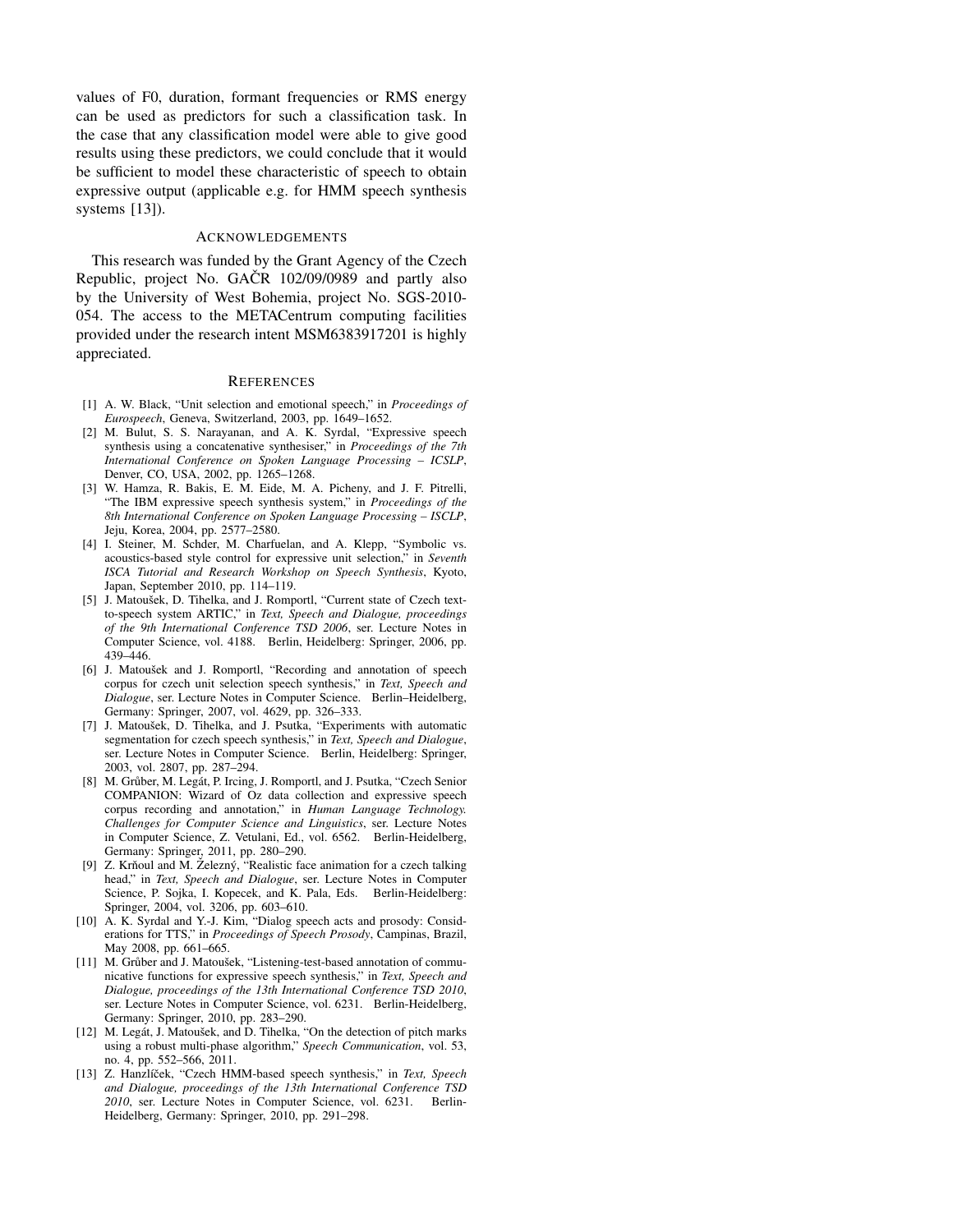values of F0, duration, formant frequencies or RMS energy can be used as predictors for such a classification task. In the case that any classification model were able to give good results using these predictors, we could conclude that it would be sufficient to model these characteristic of speech to obtain expressive output (applicable e.g. for HMM speech synthesis systems [13]).

## Acknowledgements

This research was funded by the Grant Agency of the Czech Republic, project No. GAČR 102/09/0989 and partly also by the University of West Bohemia, project No. SGS-2010-054. The access to the METACentrum computing facilities provided under the research intent MSM6383917201 is highly appreciated.

## References

[1] A. W. Black, "Unit selection and emotional speech," in *Proceedings of Eurospeech*, Geneva, Switzerland, 2003, pp. 1649–1652.

[2] M. Bulut, S. S. Narayanan, and A. K. Syrdal, "Expressive speech synthesis using a concatenative synthesiser," in *Proceedings of the 7th International Conference on Spoken Language Processing – ICSLP*, Denver, CO, USA, 2002, pp. 1265–1268.

[3] W. Hamza, R. Bakis, E. M. Eide, M. A. Picheny, and J. F. Pitrelli, "The IBM expressive speech synthesis system," in *Proceedings of the 8th International Conference on Spoken Language Processing – ISCLP*, Jeju, Korea, 2004, pp. 2577–2580.

[4] I. Steiner, M. Schder, M. Charfuelan, and A. Klepp, "Symbolic vs. acoustics-based style control for expressive unit selection," in *Seventh ISCA Tutorial and Research Workshop on Speech Synthesis*, Kyoto, Japan, September 2010, pp. 114–119.

[5] J. Matoušek, D. Tihelka, and J. Romportl, "Current state of Czech text-to-speech system ARTIC," in *Text, Speech and Dialogue, proceedings of the 9th International Conference TSD 2006*, ser. Lecture Notes in Computer Science, vol. 4188. Berlin, Heidelberg: Springer, 2006, pp. 439–446.

[6] J. Matoušek and J. Romportl, "Recording and annotation of speech corpus for czech unit selection speech synthesis," in *Text, Speech and Dialogue*, ser. Lecture Notes in Computer Science. Berlin–Heidelberg, Germany: Springer, 2007, vol. 4629, pp. 326–333.

[7] J. Matoušek, D. Tihelka, and J. Psutka, "Experiments with automatic segmentation for czech speech synthesis," in *Text, Speech and Dialogue*, ser. Lecture Notes in Computer Science. Berlin, Heidelberg: Springer, 2003, vol. 2807, pp. 287–294.

[8] M. Grůber, M. Legát, P. Ircing, J. Romportl, and J. Psutka, "Czech Senior COMPANION: Wizard of Oz data collection and expressive speech corpus recording and annotation," in *Human Language Technology. Challenges for Computer Science and Linguistics*, ser. Lecture Notes in Computer Science, Z. Vetulani, Ed., vol. 6562. Berlin-Heidelberg, Germany: Springer, 2011, pp. 280–290.

[9] Z. Krňoul and M. Železný, "Realistic face animation for a czech talking head," in *Text, Speech and Dialogue*, ser. Lecture Notes in Computer Science, P. Sojka, I. Kopecek, and K. Pala, Eds. Berlin-Heidelberg: Springer, 2004, vol. 3206, pp. 603–610.

[10] A. K. Syrdal and Y.-J. Kim, "Dialog speech acts and prosody: Considerations for TTS," in *Proceedings of Speech Prosody*, Campinas, Brazil, May 2008, pp. 661–665.

[11] M. Grůber and J. Matoušek, "Listening-test-based annotation of communicative functions for expressive speech synthesis," in *Text, Speech and Dialogue, proceedings of the 13th International Conference TSD 2010*, ser. Lecture Notes in Computer Science, vol. 6231. Berlin-Heidelberg, Germany: Springer, 2010, pp. 283–290.

[12] M. Legát, J. Matoušek, and D. Tihelka, "On the detection of pitch marks using a robust multi-phase algorithm," *Speech Communication*, vol. 53, no. 4, pp. 552–566, 2011.

[13] Z. Hanzlíček, "Czech HMM-based speech synthesis," in *Text, Speech and Dialogue, proceedings of the 13th International Conference TSD 2010*, ser. Lecture Notes in Computer Science, vol. 6231. Berlin-Heidelberg, Germany: Springer, 2010, pp. 291–298.